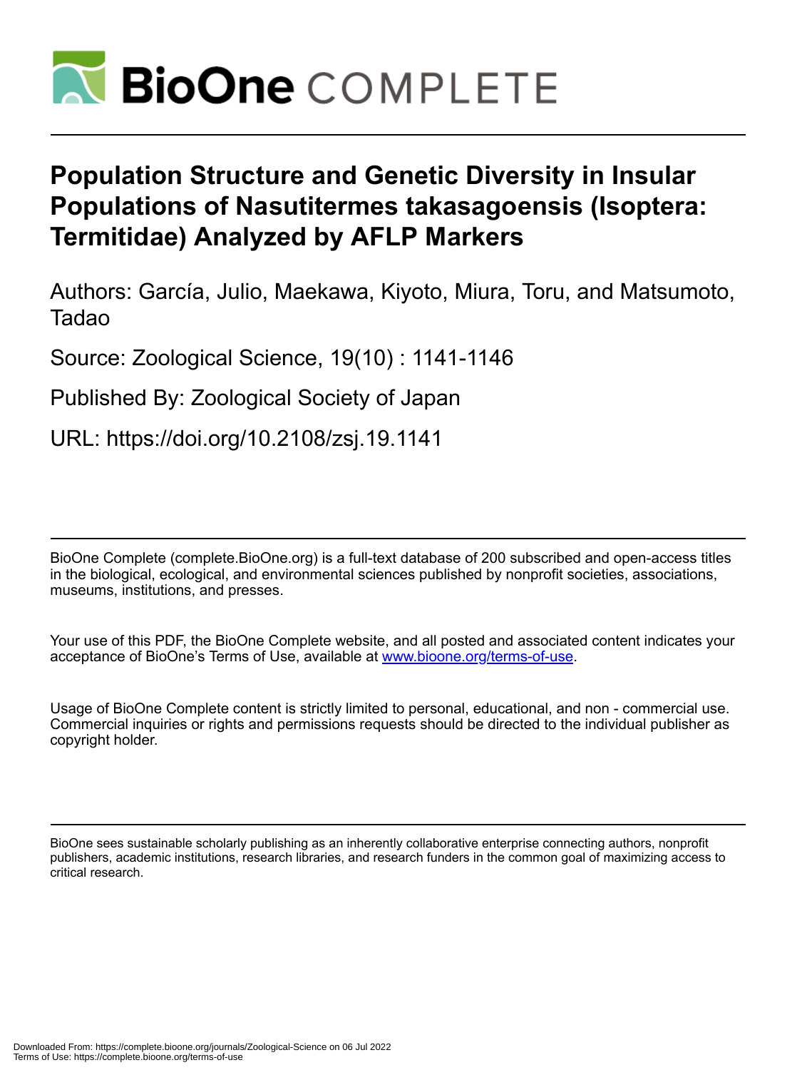# Population Structure and Genetic Diversity in Insular Populations of Nasutitermes takasagoensis (Isoptera: Termitidae) Analyzed by AFLP Markers

Authors: García, Julio, Maekawa, Kiyoto, Miura, Toru, and Matsumoto, Tadao

Source: Zoological Science, 19(10) : 1141-1146

Published By: Zoological Society of Japan

URL: https://doi.org/10.2108/zsj.19.1141

BioOne Complete (complete.BioOne.org) is a full-text database of 200 subscribed and open-access titles in the biological, ecological, and environmental sciences published by nonprofit societies, associations, museums, institutions, and presses.

Your use of this PDF, the BioOne Complete website, and all posted and associated content indicates your acceptance of BioOne's Terms of Use, available at www.bioone.org/terms-of-use.

Usage of BioOne Complete content is strictly limited to personal, educational, and non - commercial use. Commercial inquiries or rights and permissions requests should be directed to the individual publisher as copyright holder.

BioOne sees sustainable scholarly publishing as an inherently collaborative enterprise connecting authors, nonprofit publishers, academic institutions, research libraries, and research funders in the common goal of maximizing access to critical research.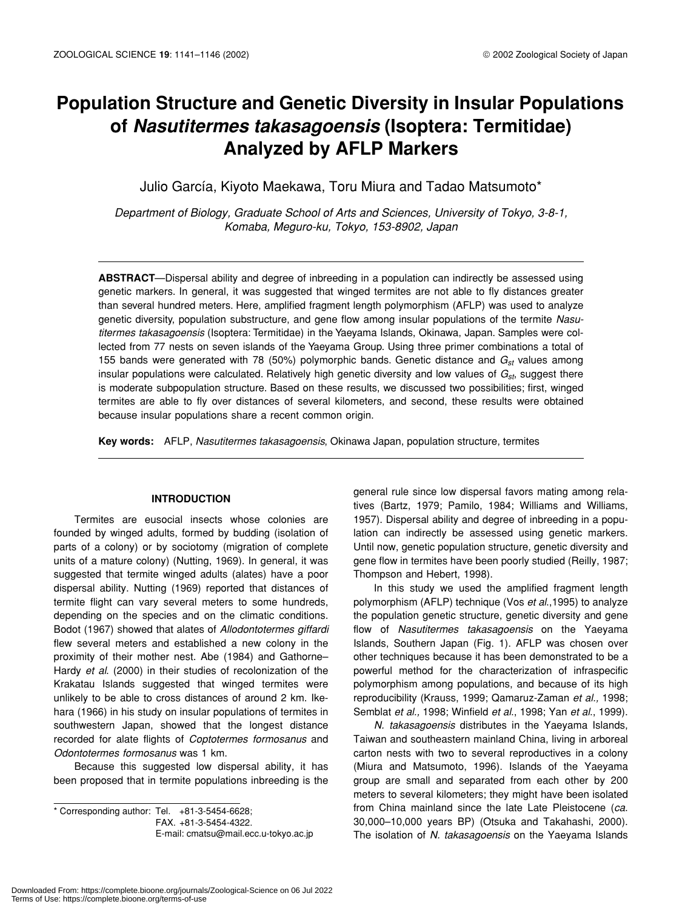# Population Structure and Genetic Diversity in Insular Populations of *Nasutitermes takasagoensis* (Isoptera: Termitidae) Analyzed by AFLP Markers

Julio García, Kiyoto Maekawa, Toru Miura and Tadao Matsumoto*

*Department of Biology, Graduate School of Arts and Sciences, University of Tokyo, 3-8-1, Komaba, Meguro-ku, Tokyo, 153-8902, Japan*

**ABSTRACT**—Dispersal ability and degree of inbreeding in a population can indirectly be assessed using genetic markers. In general, it was suggested that winged termites are not able to fly distances greater than several hundred meters. Here, amplified fragment length polymorphism (AFLP) was used to analyze genetic diversity, population substructure, and gene flow among insular populations of the termite *Nasutitermes takasagoensis* (Isoptera: Termitidae) in the Yaeyama Islands, Okinawa, Japan. Samples were collected from 77 nests on seven islands of the Yaeyama Group. Using three primer combinations a total of 155 bands were generated with 78 (50%) polymorphic bands. Genetic distance and $G_{st}$ values among insular populations were calculated. Relatively high genetic diversity and low values of $G_{st}$, suggest there is moderate subpopulation structure. Based on these results, we discussed two possibilities; first, winged termites are able to fly over distances of several kilometers, and second, these results were obtained because insular populations share a recent common origin.

**Key words:** AFLP, *Nasutitermes takasagoensis*, Okinawa Japan, population structure, termites

## INTRODUCTION

Termites are eusocial insects whose colonies are founded by winged adults, formed by budding (isolation of parts of a colony) or by sociotomy (migration of complete units of a mature colony) (Nutting, 1969). In general, it was suggested that termite winged adults (alates) have a poor dispersal ability. Nutting (1969) reported that distances of termite flight can vary several meters to some hundreds, depending on the species and on the climatic conditions. Bodot (1967) showed that alates of *Allodontotermes giffardi* flew several meters and established a new colony in the proximity of their mother nest. Abe (1984) and Gathorne–Hardy *et al*. (2000) in their studies of recolonization of the Krakatau Islands suggested that winged termites were unlikely to be able to cross distances of around 2 km. Ikehara (1966) in his study on insular populations of termites in southwestern Japan, showed that the longest distance recorded for alate flights of *Coptotermes formosanus* and *Odontotermes formosanus* was 1 km.

Because this suggested low dispersal ability, it has been proposed that in termite populations inbreeding is the general rule since low dispersal favors mating among relatives (Bartz, 1979; Pamilo, 1984; Williams and Williams, 1957). Dispersal ability and degree of inbreeding in a population can indirectly be assessed using genetic markers. Until now, genetic population structure, genetic diversity and gene flow in termites have been poorly studied (Reilly, 1987; Thompson and Hebert, 1998).

In this study we used the amplified fragment length polymorphism (AFLP) technique (Vos *et al.*,1995) to analyze the population genetic structure, genetic diversity and gene flow of *Nasutitermes takasagoensis* on the Yaeyama Islands, Southern Japan (Fig. 1). AFLP was chosen over other techniques because it has been demonstrated to be a powerful method for the characterization of infraspecific polymorphism among populations, and because of its high reproducibility (Krauss, 1999; Qamaruz-Zaman *et al.,* 1998; Semblat *et al.,* 1998; Winfield *et al*., 1998; Yan *et al*., 1999).

*N. takasagoensis* distributes in the Yaeyama Islands, Taiwan and southeastern mainland China, living in arboreal carton nests with two to several reproductives in a colony (Miura and Matsumoto, 1996). Islands of the Yaeyama group are small and separated from each other by 200 meters to several kilometers; they might have been isolated from China mainland since the late Late Pleistocene (*ca*. 30,000–10,000 years BP) (Otsuka and Takahashi, 2000). The isolation of *N. takasagoensis* on the Yaeyama Islands

\* Corresponding author: Tel. +81-3-5454-6628;
FAX. +81-3-5454-4322.
E-mail: cmatsu@mail.ecc.u-tokyo.ac.jp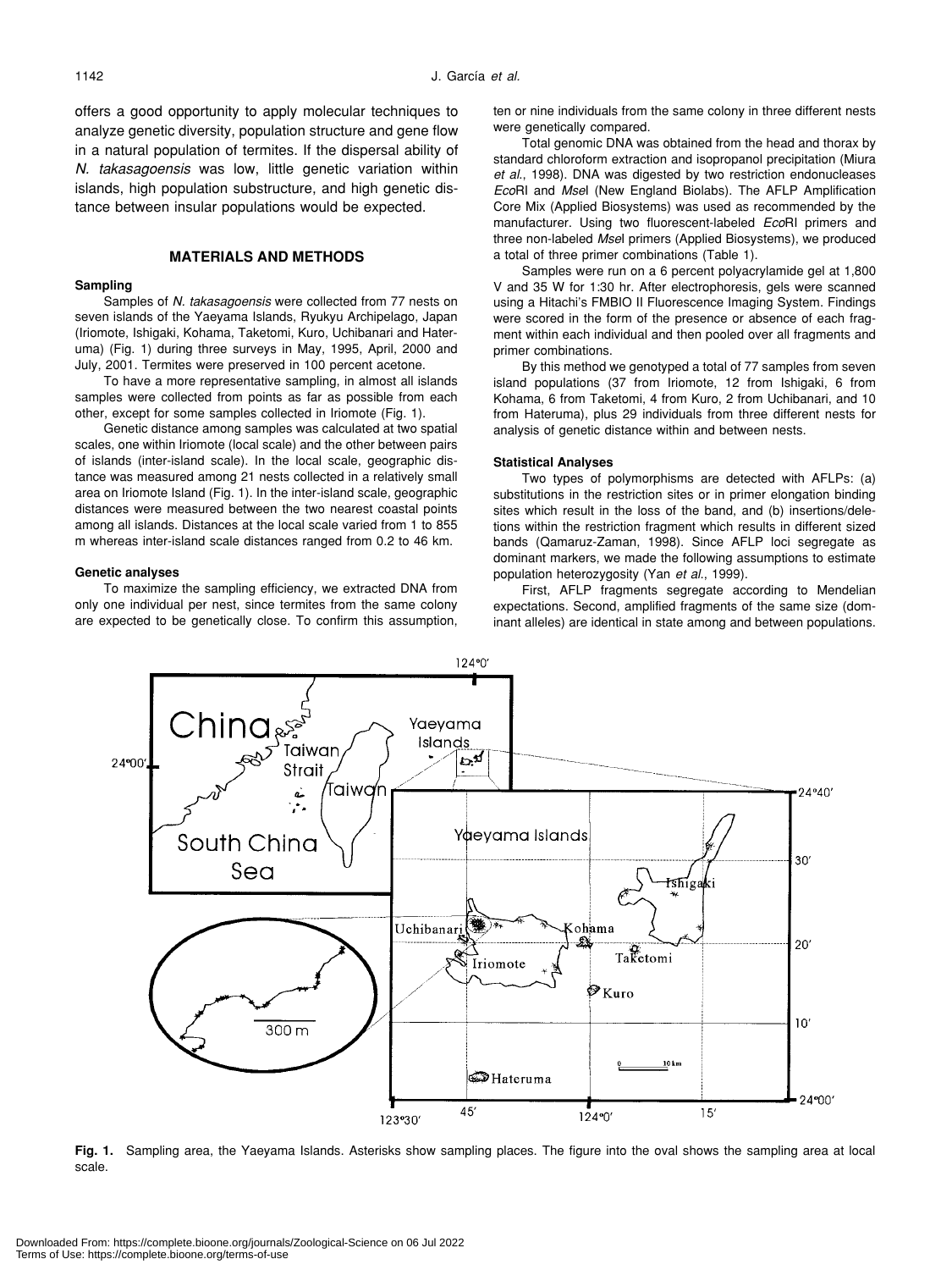offers a good opportunity to apply molecular techniques to analyze genetic diversity, population structure and gene flow in a natural population of termites. If the dispersal ability of *N. takasagoensis* was low, little genetic variation within islands, high population substructure, and high genetic distance between insular populations would be expected.

## MATERIALS AND METHODS

### Sampling

Samples of *N. takasagoensis* were collected from 77 nests on seven islands of the Yaeyama Islands, Ryukyu Archipelago, Japan (Iriomote, Ishigaki, Kohama, Taketomi, Kuro, Uchibanari and Hateruma) (Fig. 1) during three surveys in May, 1995, April, 2000 and July, 2001. Termites were preserved in 100 percent acetone.

To have a more representative sampling, in almost all islands samples were collected from points as far as possible from each other, except for some samples collected in Iriomote (Fig. 1).

Genetic distance among samples was calculated at two spatial scales, one within Iriomote (local scale) and the other between pairs of islands (inter-island scale). In the local scale, geographic distance was measured among 21 nests collected in a relatively small area on Iriomote Island (Fig. 1). In the inter-island scale, geographic distances were measured between the two nearest coastal points among all islands. Distances at the local scale varied from 1 to 855 m whereas inter-island scale distances ranged from 0.2 to 46 km.

### Genetic analyses

To maximize the sampling efficiency, we extracted DNA from only one individual per nest, since termites from the same colony are expected to be genetically close. To confirm this assumption, ten or nine individuals from the same colony in three different nests were genetically compared.

Total genomic DNA was obtained from the head and thorax by standard chloroform extraction and isopropanol precipitation (Miura *et al.*, 1998). DNA was digested by two restriction endonucleases *Eco*RI and *Mse*I (New England Biolabs). The AFLP Amplification Core Mix (Applied Biosystems) was used as recommended by the manufacturer. Using two fluorescent-labeled *Eco*RI primers and three non-labeled *Mse*I primers (Applied Biosystems), we produced a total of three primer combinations (Table 1).

Samples were run on a 6 percent polyacrylamide gel at 1,800 V and 35 W for 1:30 hr. After electrophoresis, gels were scanned using a Hitachi's FMBIO II Fluorescence Imaging System. Findings were scored in the form of the presence or absence of each fragment within each individual and then pooled over all fragments and primer combinations.

By this method we genotyped a total of 77 samples from seven island populations (37 from Iriomote, 12 from Ishigaki, 6 from Kohama, 6 from Taketomi, 4 from Kuro, 2 from Uchibanari, and 10 from Hateruma), plus 29 individuals from three different nests for analysis of genetic distance within and between nests.

### Statistical Analyses

Two types of polymorphisms are detected with AFLPs: (a) substitutions in the restriction sites or in primer elongation binding sites which result in the loss of the band, and (b) insertions/deletions within the restriction fragment which results in different sized bands (Qamaruz-Zaman, 1998). Since AFLP loci segregate as dominant markers, we made the following assumptions to estimate population heterozygosity (Yan *et al.*, 1999).

First, AFLP fragments segregate according to Mendelian expectations. Second, amplified fragments of the same size (dominant alleles) are identical in state among and between populations.

**Fig. 1.** Sampling area, the Yaeyama Islands. Asterisks show sampling places. The figure into the oval shows the sampling area at local scale.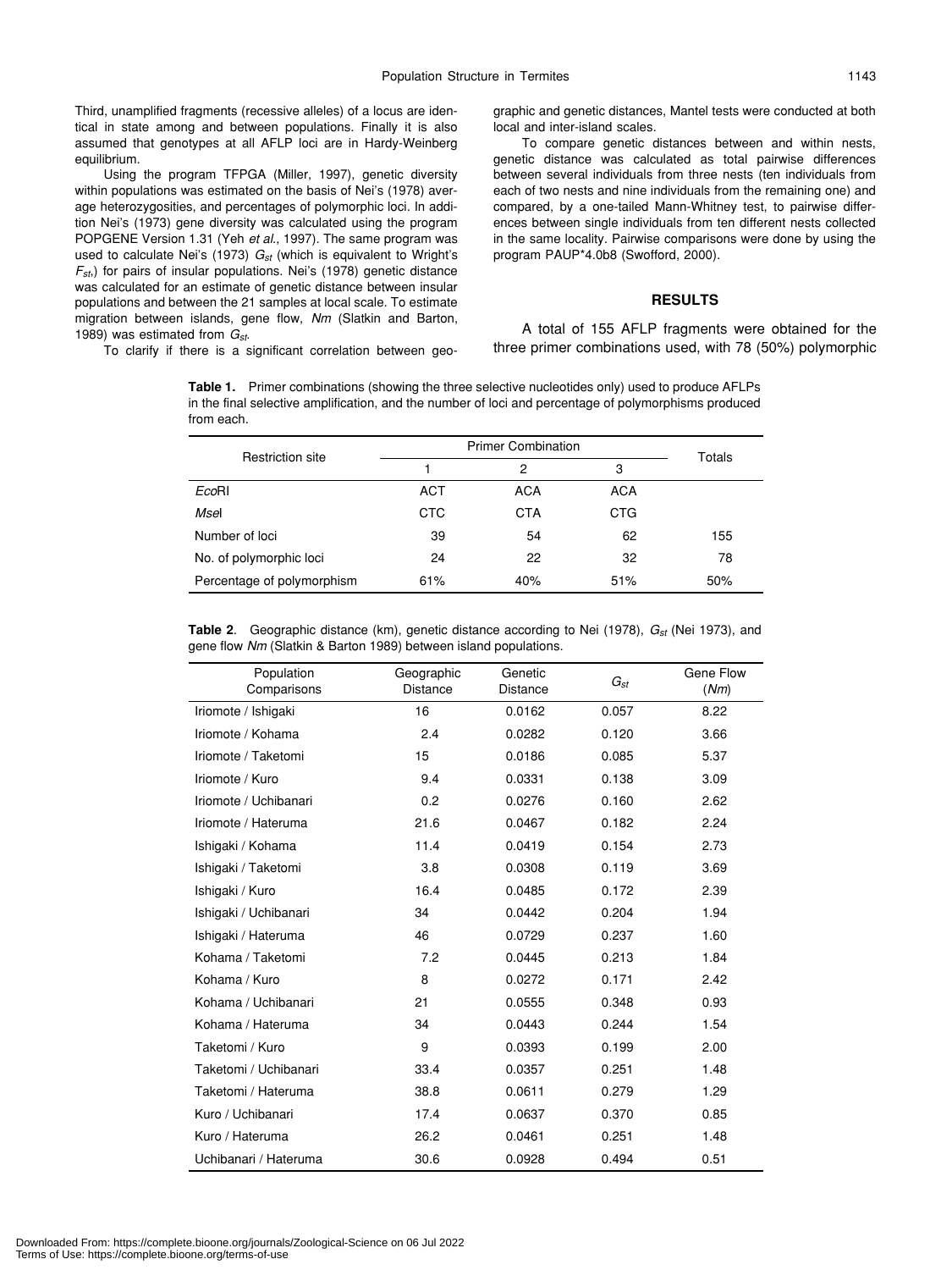Third, unamplified fragments (recessive alleles) of a locus are identical in state among and between populations. Finally it is also assumed that genotypes at all AFLP loci are in Hardy-Weinberg equilibrium.

Using the program TFPGA (Miller, 1997), genetic diversity within populations was estimated on the basis of Nei's (1978) average heterozygosities, and percentages of polymorphic loci. In addition Nei's (1973) gene diversity was calculated using the program POPGENE Version 1.31 (Yeh *et al.*, 1997). The same program was used to calculate Nei's (1973) $G_{st}$ (which is equivalent to Wright's $F_{st}$) for pairs of insular populations. Nei's (1978) genetic distance was calculated for an estimate of genetic distance between insular populations and between the 21 samples at local scale. To estimate migration between islands, gene flow, *Nm* (Slatkin and Barton, 1989) was estimated from $G_{st}$.

To clarify if there is a significant correlation between geographic and genetic distances, Mantel tests were conducted at both local and inter-island scales.

To compare genetic distances between and within nests, genetic distance was calculated as total pairwise differences between several individuals from three nests (ten individuals from each of two nests and nine individuals from the remaining one) and compared, by a one-tailed Mann-Whitney test, to pairwise differences between single individuals from ten different nests collected in the same locality. Pairwise comparisons were done by using the program PAUP*4.0b8 (Swofford, 2000).

## RESULTS

A total of 155 AFLP fragments were obtained for the three primer combinations used, with 78 (50%) polymorphic

**Table 1.** Primer combinations (showing the three selective nucleotides only) used to produce AFLPs in the final selective amplification, and the number of loci and percentage of polymorphisms produced from each.

| Restriction site | Primer Combination | | | Totals |
|---|---|---|---|---|
| | 1 | 2 | 3 | |
| *Eco*RI | ACT | ACA | ACA | |
| *Mse*I | CTC | CTA | CTG | |
| Number of loci | 39 | 54 | 62 | 155 |
| No. of polymorphic loci | 24 | 22 | 32 | 78 |
| Percentage of polymorphism | 61% | 40% | 51% | 50% |

**Table 2**. Geographic distance (km), genetic distance according to Nei (1978), $G_{st}$ (Nei 1973), and gene flow *Nm* (Slatkin & Barton 1989) between island populations.

| Population Comparisons | Geographic Distance | Genetic Distance | $G_{st}$ | Gene Flow (*Nm*) |
|---|---|---|---|---|
| Iriomote / Ishigaki | 16 | 0.0162 | 0.057 | 8.22 |
| Iriomote / Kohama | 2.4 | 0.0282 | 0.120 | 3.66 |
| Iriomote / Taketomi | 15 | 0.0186 | 0.085 | 5.37 |
| Iriomote / Kuro | 9.4 | 0.0331 | 0.138 | 3.09 |
| Iriomote / Uchibanari | 0.2 | 0.0276 | 0.160 | 2.62 |
| Iriomote / Hateruma | 21.6 | 0.0467 | 0.182 | 2.24 |
| Ishigaki / Kohama | 11.4 | 0.0419 | 0.154 | 2.73 |
| Ishigaki / Taketomi | 3.8 | 0.0308 | 0.119 | 3.69 |
| Ishigaki / Kuro | 16.4 | 0.0485 | 0.172 | 2.39 |
| Ishigaki / Uchibanari | 34 | 0.0442 | 0.204 | 1.94 |
| Ishigaki / Hateruma | 46 | 0.0729 | 0.237 | 1.60 |
| Kohama / Taketomi | 7.2 | 0.0445 | 0.213 | 1.84 |
| Kohama / Kuro | 8 | 0.0272 | 0.171 | 2.42 |
| Kohama / Uchibanari | 21 | 0.0555 | 0.348 | 0.93 |
| Kohama / Hateruma | 34 | 0.0443 | 0.244 | 1.54 |
| Taketomi / Kuro | 9 | 0.0393 | 0.199 | 2.00 |
| Taketomi / Uchibanari | 33.4 | 0.0357 | 0.251 | 1.48 |
| Taketomi / Hateruma | 38.8 | 0.0611 | 0.279 | 1.29 |
| Kuro / Uchibanari | 17.4 | 0.0637 | 0.370 | 0.85 |
| Kuro / Hateruma | 26.2 | 0.0461 | 0.251 | 1.48 |
| Uchibanari / Hateruma | 30.6 | 0.0928 | 0.494 | 0.51 |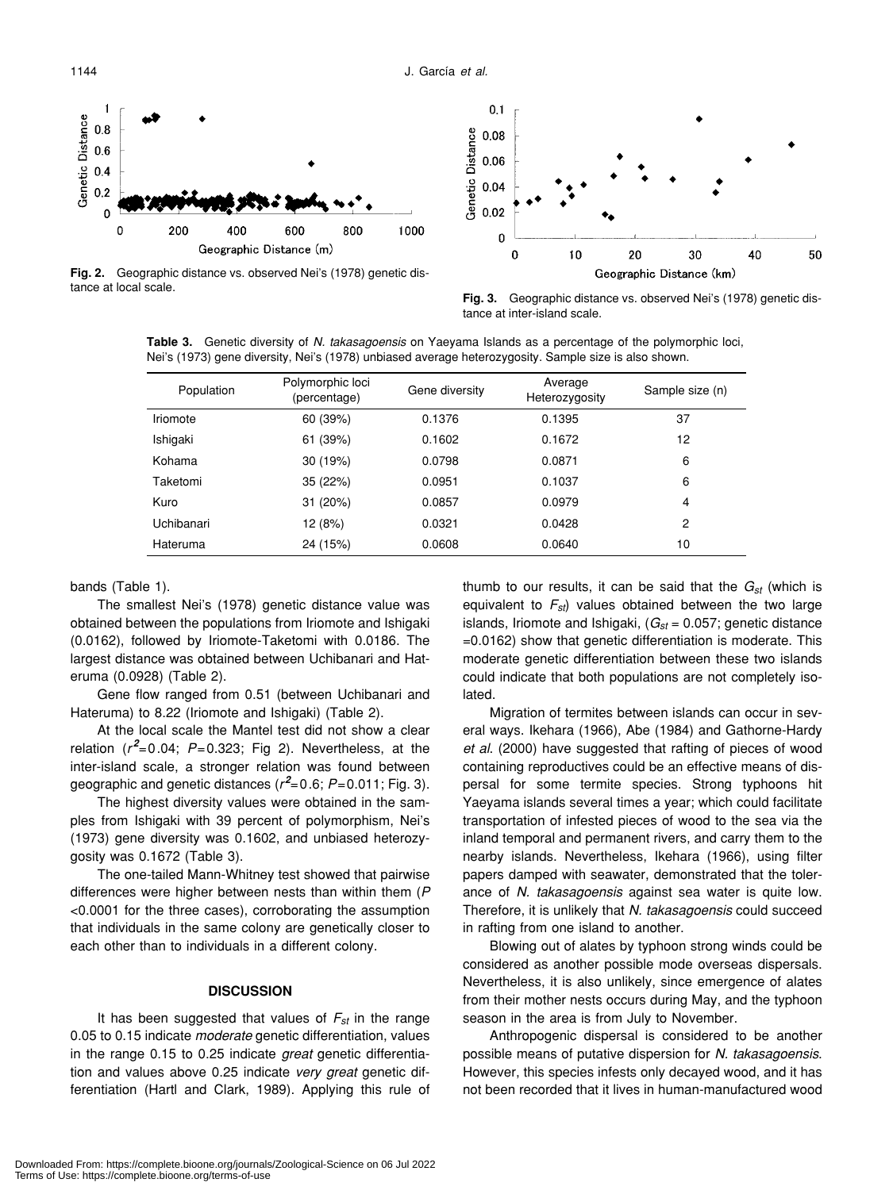**Fig. 2.** Geographic distance vs. observed Nei's (1978) genetic distance at local scale.

**Fig. 3.** Geographic distance vs. observed Nei's (1978) genetic distance at inter-island scale.

**Table 3.** Genetic diversity of *N. takasagoensis* on Yaeyama Islands as a percentage of the polymorphic loci, Nei's (1973) gene diversity, Nei's (1978) unbiased average heterozygosity. Sample size is also shown.

| Population | Polymorphic loci (percentage) | Gene diversity | Average Heterozygosity | Sample size (n) |
|---|---|---|---|---|
| Iriomote | 60 (39%) | 0.1376 | 0.1395 | 37 |
| Ishigaki | 61 (39%) | 0.1602 | 0.1672 | 12 |
| Kohama | 30 (19%) | 0.0798 | 0.0871 | 6 |
| Taketomi | 35 (22%) | 0.0951 | 0.1037 | 6 |
| Kuro | 31 (20%) | 0.0857 | 0.0979 | 4 |
| Uchibanari | 12 (8%) | 0.0321 | 0.0428 | 2 |
| Hateruma | 24 (15%) | 0.0608 | 0.0640 | 10 |

bands (Table 1).

The smallest Nei's (1978) genetic distance value was obtained between the populations from Iriomote and Ishigaki (0.0162), followed by Iriomote-Taketomi with 0.0186. The largest distance was obtained between Uchibanari and Hateruma (0.0928) (Table 2).

Gene flow ranged from 0.51 (between Uchibanari and Hateruma) to 8.22 (Iriomote and Ishigaki) (Table 2).

At the local scale the Mantel test did not show a clear relation ($r^2$=0.04; $P$=0.323; Fig 2). Nevertheless, at the inter-island scale, a stronger relation was found between geographic and genetic distances ($r^2$=0.6; $P$=0.011; Fig. 3).

The highest diversity values were obtained in the samples from Ishigaki with 39 percent of polymorphism, Nei's (1973) gene diversity was 0.1602, and unbiased heterozygosity was 0.1672 (Table 3).

The one-tailed Mann-Whitney test showed that pairwise differences were higher between nests than within them ($P$ <0.0001 for the three cases), corroborating the assumption that individuals in the same colony are genetically closer to each other than to individuals in a different colony.

## DISCUSSION

It has been suggested that values of $F_{st}$ in the range 0.05 to 0.15 indicate *moderate* genetic differentiation, values in the range 0.15 to 0.25 indicate *great* genetic differentiation and values above 0.25 indicate *very great* genetic differentiation (Hartl and Clark, 1989). Applying this rule of thumb to our results, it can be said that the $G_{st}$ (which is equivalent to $F_{st}$) values obtained between the two large islands, Iriomote and Ishigaki, ($G_{st}$ = 0.057; genetic distance =0.0162) show that genetic differentiation is moderate. This moderate genetic differentiation between these two islands could indicate that both populations are not completely isolated.

Migration of termites between islands can occur in several ways. Ikehara (1966), Abe (1984) and Gathorne-Hardy *et al.* (2000) have suggested that rafting of pieces of wood containing reproductives could be an effective means of dispersal for some termite species. Strong typhoons hit Yaeyama islands several times a year; which could facilitate transportation of infested pieces of wood to the sea via the inland temporal and permanent rivers, and carry them to the nearby islands. Nevertheless, Ikehara (1966), using filter papers damped with seawater, demonstrated that the tolerance of *N. takasagoensis* against sea water is quite low. Therefore, it is unlikely that *N. takasagoensis* could succeed in rafting from one island to another.

Blowing out of alates by typhoon strong winds could be considered as another possible mode overseas dispersals. Nevertheless, it is also unlikely, since emergence of alates from their mother nests occurs during May, and the typhoon season in the area is from July to November.

Anthropogenic dispersal is considered to be another possible means of putative dispersion for *N. takasagoensis*. However, this species infests only decayed wood, and it has not been recorded that it lives in human-manufactured wood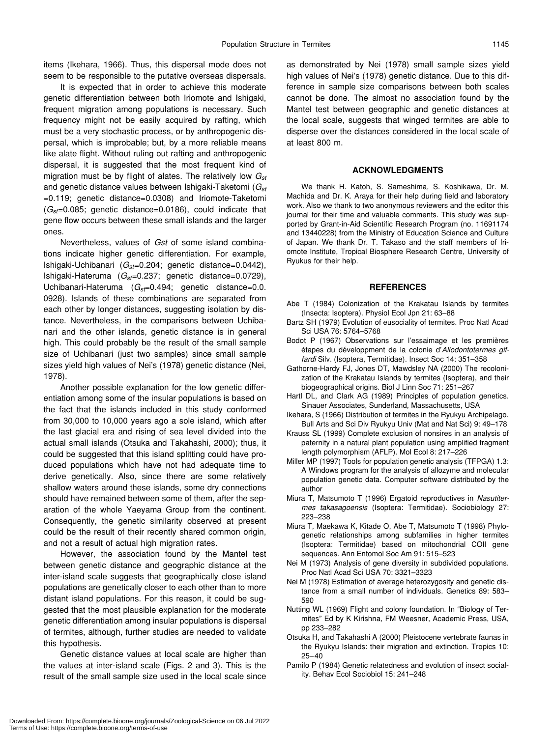items (Ikehara, 1966). Thus, this dispersal mode does not seem to be responsible to the putative overseas dispersals.

It is expected that in order to achieve this moderate genetic differentiation between both Iriomote and Ishigaki, frequent migration among populations is necessary. Such frequency might not be easily acquired by rafting, which must be a very stochastic process, or by anthropogenic dispersal, which is improbable; but, by a more reliable means like alate flight. Without ruling out rafting and anthropogenic dispersal, it is suggested that the most frequent kind of migration must be by flight of alates. The relatively low $G_{st}$ and genetic distance values between Ishigaki-Taketomi ($G_{st}$ =0.119; genetic distance=0.0308) and Iriomote-Taketomi ($G_{st}$=0.085; genetic distance=0.0186), could indicate that gene flow occurs between these small islands and the larger ones.

Nevertheless, values of *Gst* of some island combinations indicate higher genetic differentiation. For example, Ishigaki-Uchibanari ($G_{st}$=0.204; genetic distance=0.0442), Ishigaki-Hateruma ($G_{st}$=0.237; genetic distance=0.0729), Uchibanari-Hateruma ($G_{st}$=0.494; genetic distance=0.0. 0928). Islands of these combinations are separated from each other by longer distances, suggesting isolation by distance. Nevertheless, in the comparisons between Uchibanari and the other islands, genetic distance is in general high. This could probably be the result of the small sample size of Uchibanari (just two samples) since small sample sizes yield high values of Nei's (1978) genetic distance (Nei, 1978).

Another possible explanation for the low genetic differentiation among some of the insular populations is based on the fact that the islands included in this study conformed from 30,000 to 10,000 years ago a sole island, which after the last glacial era and rising of sea level divided into the actual small islands (Otsuka and Takahashi, 2000); thus, it could be suggested that this island splitting could have produced populations which have not had adequate time to derive genetically. Also, since there are some relatively shallow waters around these islands, some dry connections should have remained between some of them, after the separation of the whole Yaeyama Group from the continent. Consequently, the genetic similarity observed at present could be the result of their recently shared common origin, and not a result of actual high migration rates.

However, the association found by the Mantel test between genetic distance and geographic distance at the inter-island scale suggests that geographically close island populations are genetically closer to each other than to more distant island populations. For this reason, it could be suggested that the most plausible explanation for the moderate genetic differentiation among insular populations is dispersal of termites, although, further studies are needed to validate this hypothesis.

Genetic distance values at local scale are higher than the values at inter-island scale (Figs. 2 and 3). This is the result of the small sample size used in the local scale since as demonstrated by Nei (1978) small sample sizes yield high values of Nei's (1978) genetic distance. Due to this difference in sample size comparisons between both scales cannot be done. The almost no association found by the Mantel test between geographic and genetic distances at the local scale, suggests that winged termites are able to disperse over the distances considered in the local scale of at least 800 m.

## ACKNOWLEDGMENTS

We thank H. Katoh, S. Sameshima, S. Koshikawa, Dr. M. Machida and Dr. K. Araya for their help during field and laboratory work. Also we thank to two anonymous reviewers and the editor this journal for their time and valuable comments. This study was supported by Grant-in-Aid Scientific Research Program (no. 11691174 and 13440228) from the Ministry of Education Science and Culture of Japan. We thank Dr. T. Takaso and the staff members of Iriomote Institute, Tropical Biosphere Research Centre, University of Ryukus for their help.

## REFERENCES

Abe T (1984) Colonization of the Krakatau Islands by termites (Insecta: Isoptera). Physiol Ecol Jpn 21: 63–88

Bartz SH (1979) Evolution of eusociality of termites. Proc Natl Acad Sci USA 76: 5764–5768

Bodot P (1967) Observations sur l'essaimage et les premières étapes du développment de la colonie d'*Allodontotermes giffardi* Silv. (Isoptera, Termitidae). Insect Soc 14: 351–358

Gathorne-Hardy FJ, Jones DT, Mawdsley NA (2000) The recolonization of the Krakatau Islands by termites (Isoptera), and their biogeographical origins. Biol J Linn Soc 71: 251–267

Hartl DL, and Clark AG (1989) Principles of population genetics. Sinauer Associates, Sunderland, Massachusetts, USA

Ikehara, S (1966) Distribution of termites in the Ryukyu Archipelago. Bull Arts and Sci Div Ryukyu Univ (Mat and Nat Sci) 9: 49–178

Krauss SL (1999) Complete exclusion of nonsires in an analysis of paternity in a natural plant population using amplified fragment length polymorphism (AFLP). Mol Ecol 8: 217–226

Miller MP (1997) Tools for population genetic analysis (TFPGA) 1.3: A Windows program for the analysis of allozyme and molecular population genetic data. Computer software distributed by the author

Miura T, Matsumoto T (1996) Ergatoid reproductives in *Nasutitermes takasagoensis* (Isoptera: Termitidae). Sociobiology 27: 223–238

Miura T, Maekawa K, Kitade O, Abe T, Matsumoto T (1998) Phylogenetic relationships among subfamilies in higher termites (Isoptera: Termitidae) based on mitochondrial COII gene sequences. Ann Entomol Soc Am 91: 515–523

Nei M (1973) Analysis of gene diversity in subdivided populations. Proc Natl Acad Sci USA 70: 3321–3323

Nei M (1978) Estimation of average heterozygosity and genetic distance from a small number of individuals. Genetics 89: 583–590

Nutting WL (1969) Flight and colony foundation. In "Biology of Termites" Ed by K Kirishna, FM Weesner, Academic Press, USA, pp 233–282

Otsuka H, and Takahashi A (2000) Pleistocene vertebrate faunas in the Ryukyu Islands: their migration and extinction. Tropics 10: 25–40

Pamilo P (1984) Genetic relatedness and evolution of insect sociality. Behav Ecol Sociobiol 15: 241–248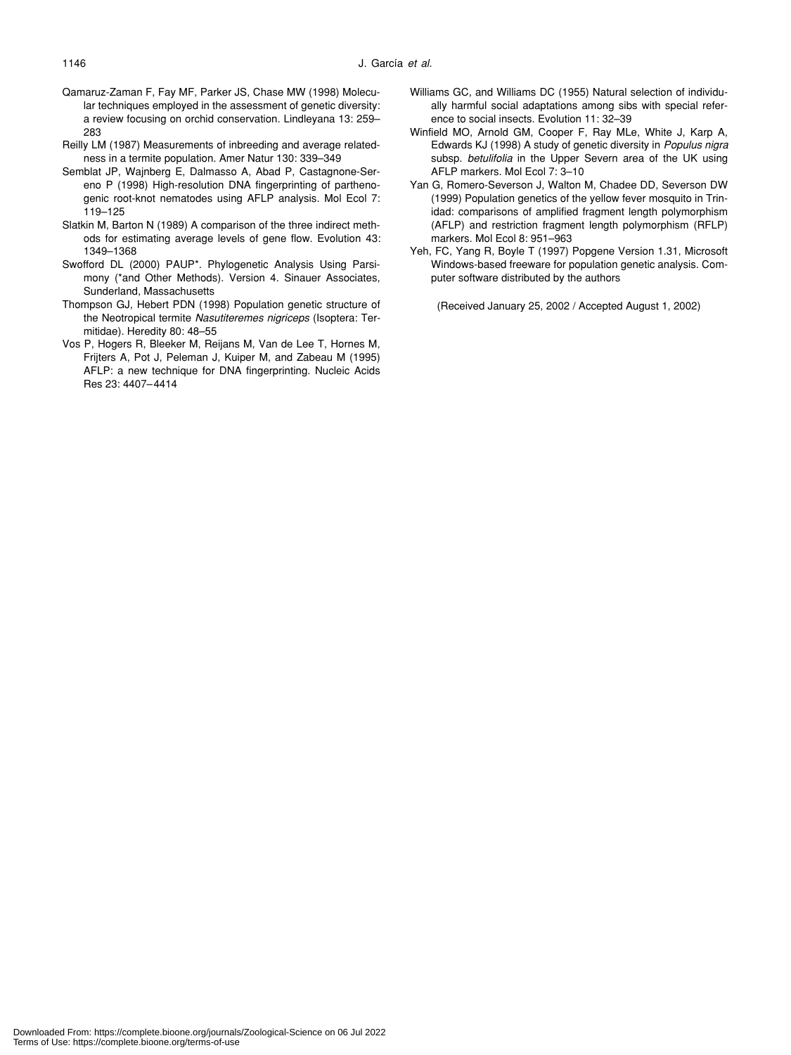Qamaruz-Zaman F, Fay MF, Parker JS, Chase MW (1998) Molecular techniques employed in the assessment of genetic diversity: a review focusing on orchid conservation. Lindleyana 13: 259–283

Reilly LM (1987) Measurements of inbreeding and average relatedness in a termite population. Amer Natur 130: 339–349

Semblat JP, Wajnberg E, Dalmasso A, Abad P, Castagnone-Sereno P (1998) High-resolution DNA fingerprinting of parthenogenic root-knot nematodes using AFLP analysis. Mol Ecol 7: 119–125

Slatkin M, Barton N (1989) A comparison of the three indirect methods for estimating average levels of gene flow. Evolution 43: 1349–1368

Swofford DL (2000) PAUP*. Phylogenetic Analysis Using Parsimony (*and Other Methods). Version 4. Sinauer Associates, Sunderland, Massachusetts

Thompson GJ, Hebert PDN (1998) Population genetic structure of the Neotropical termite *Nasutiteremes nigriceps* (Isoptera: Termitidae). Heredity 80: 48–55

Vos P, Hogers R, Bleeker M, Reijans M, Van de Lee T, Hornes M, Frijters A, Pot J, Peleman J, Kuiper M, and Zabeau M (1995) AFLP: a new technique for DNA fingerprinting. Nucleic Acids Res 23: 4407–4414

Williams GC, and Williams DC (1955) Natural selection of individually harmful social adaptations among sibs with special reference to social insects. Evolution 11: 32–39

Winfield MO, Arnold GM, Cooper F, Ray MLe, White J, Karp A, Edwards KJ (1998) A study of genetic diversity in *Populus nigra* subsp. *betulifolia* in the Upper Severn area of the UK using AFLP markers. Mol Ecol 7: 3–10

Yan G, Romero-Severson J, Walton M, Chadee DD, Severson DW (1999) Population genetics of the yellow fever mosquito in Trinidad: comparisons of amplified fragment length polymorphism (AFLP) and restriction fragment length polymorphism (RFLP) markers. Mol Ecol 8: 951–963

Yeh, FC, Yang R, Boyle T (1997) Popgene Version 1.31, Microsoft Windows-based freeware for population genetic analysis. Computer software distributed by the authors

(Received January 25, 2002 / Accepted August 1, 2002)